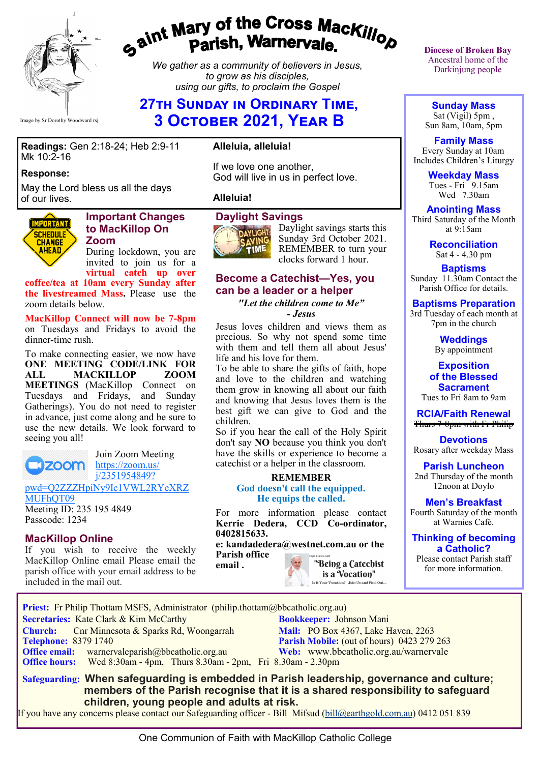# Saint Mary of the Cross MacKillop Parish, Warnervale.

Image by Sr Dorothy Woodward rsj

*We gather as a community of believers in Jesus, to grow as his disciples, using our gifts, to proclaim the Gospel*

## 27th Sunday in Ordinary Time, 3 October 2021, Year B

Diocese of Broken Bay
Ancestral home of the Darkinjung people

**Readings:** Gen 2:18-24; Heb 2:9-11 Mk 10:2-16

**Response:**

May the Lord bless us all the days of our lives.

**Alleluia, alleluia!**

If we love one another,
God will live in us in perfect love.

**Alleluia!**

### Important Changes to MacKillop On Zoom

During lockdown, you are invited to join us for a **virtual catch up over coffee/tea at 10am every Sunday after the livestreamed Mass.** Please use the zoom details below.

**MacKillop Connect will now be 7-8pm** on Tuesdays and Fridays to avoid the dinner-time rush.

To make connecting easier, we now have **ONE MEETING CODE/LINK FOR ALL MACKILLOP ZOOM MEETINGS** (MacKillop Connect on Tuesdays and Fridays, and Sunday Gatherings). You do not need to register in advance, just come along and be sure to use the new details. We look forward to seeing you all!

Join Zoom Meeting
https://zoom.us/j/2351954849?pwd=Q2ZZZHpiNy9Ic1VWL2RYeXRZMUFhQT09
Meeting ID: 235 195 4849
Passcode: 1234

### MacKillop Online

If you wish to receive the weekly MacKillop Online email Please email the parish office with your email address to be included in the mail out.

### Daylight Savings

Daylight savings starts this Sunday 3rd October 2021. REMEMBER to turn your clocks forward 1 hour.

### Become a Catechist—Yes, you can be a leader or a helper

***"Let the children come to Me" - Jesus***

Jesus loves children and views them as precious. So why not spend some time with them and tell them all about Jesus' life and his love for them.

To be able to share the gifts of faith, hope and love to the children and watching them grow in knowing all about our faith and knowing that Jesus loves them is the best gift we can give to God and the children.

So if you hear the call of the Holy Spirit don't say **NO** because you think you don't have the skills or experience to become a catechist or a helper in the classroom.

**REMEMBER**
**God doesn't call the equipped.**
**He equips the called.**

For more information please contact **Kerrie Dedera, CCD Co-ordinator, 0402815633.**
**e: kandadedera@westnet.com.au or the Parish office email .**

"Being a Catechist is a Vocation"

### Sunday Mass
Sat (Vigil) 5pm ,
Sun 8am, 10am, 5pm

### Family Mass
Every Sunday at 10am
Includes Children's Liturgy

### Weekday Mass
Tues - Fri 9.15am
Wed 7.30am

### Anointing Mass
Third Saturday of the Month at 9:15am

### Reconciliation
Sat 4 - 4.30 pm

### Baptisms
Sunday 11.30am Contact the Parish Office for details.

### Baptisms Preparation
3rd Tuesday of each month at 7pm in the church

### Weddings
By appointment

### Exposition of the Blessed Sacrament
Tues to Fri 8am to 9am

### RCIA/Faith Renewal
~~Thurs 7-8pm with Fr Philip~~

### Devotions
Rosary after weekday Mass

### Parish Luncheon
2nd Thursday of the month 12noon at Doylo

### Men's Breakfast
Fourth Saturday of the month at Warnies Café.

### Thinking of becoming a Catholic?
Please contact Parish staff for more information.

---

**Priest:** Fr Philip Thottam MSFS, Administrator (philip.thottam@bbcatholic.org.au)
**Secretaries:** Kate Clark & Kim McCarthy
**Bookkeeper:** Johnson Mani
**Church:** Cnr Minnesota & Sparks Rd, Woongarrah
**Mail:** PO Box 4367, Lake Haven, 2263
**Telephone:** 8379 1740
**Parish Mobile:** (out of hours) 0423 279 263
**Office email:** warnervaleparish@bbcatholic.org.au
**Web:** www.bbcatholic.org.au/warnervale
**Office hours:** Wed 8:30am - 4pm, Thurs 8.30am - 2pm, Fri 8.30am - 2.30pm

**Safeguarding: When safeguarding is embedded in Parish leadership, governance and culture; members of the Parish recognise that it is a shared responsibility to safeguard children, young people and adults at risk.**

If you have any concerns please contact our Safeguarding officer - Bill Mifsud (bill@earthgold.com.au) 0412 051 839

One Communion of Faith with MacKillop Catholic College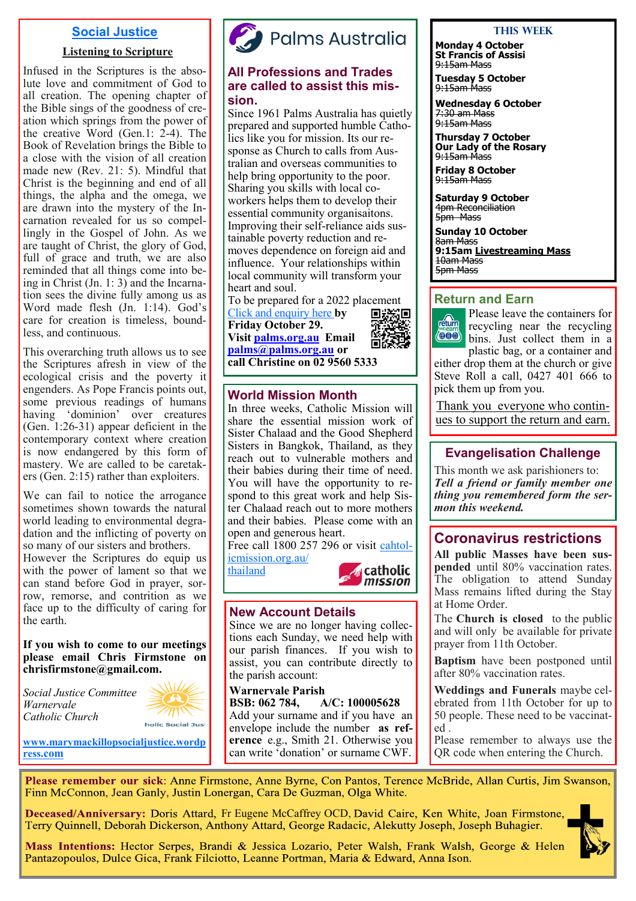## Social Justice

### Listening to Scripture

Infused in the Scriptures is the absolute love and commitment of God to all creation. The opening chapter of the Bible sings of the goodness of creation which springs from the power of the creative Word (Gen.1: 2-4). The Book of Revelation brings the Bible to a close with the vision of all creation made new (Rev. 21: 5). Mindful that Christ is the beginning and end of all things, the alpha and the omega, we are drawn into the mystery of the Incarnation revealed for us so compellingly in the Gospel of John. As we are taught of Christ, the glory of God, full of grace and truth, we are also reminded that all things come into being in Christ (Jn. 1: 3) and the Incarnation sees the divine fully among us as Word made flesh (Jn. 1:14). God's care for creation is timeless, boundless, and continuous.

This overarching truth allows us to see the Scriptures afresh in view of the ecological crisis and the poverty it engenders. As Pope Francis points out, some previous readings of humans having 'dominion' over creatures (Gen. 1:26-31) appear deficient in the contemporary context where creation is now endangered by this form of mastery. We are called to be caretakers (Gen. 2:15) rather than exploiters.

We can fail to notice the arrogance sometimes shown towards the natural world leading to environmental degradation and the inflicting of poverty on so many of our sisters and brothers. However the Scriptures do equip us with the power of lament so that we can stand before God in prayer, sorrow, remorse, and contrition as we face up to the difficulty of caring for the earth.

**If you wish to come to our meetings please email Chris Firmstone on chrisfirmstone@gmail.com.**

*Social Justice Committee*
*Warnervale*
*Catholic Church*

www.marymackillopsocialjustice.wordpress.com

## Palms Australia

### All Professions and Trades are called to assist this mission.

Since 1961 Palms Australia has quietly prepared and supported humble Catholics like you for mission. Its our response as Church to calls from Australian and overseas communities to help bring opportunity to the poor. Sharing you skills with local co-workers helps them to develop their essential community organisaitons. Improving their self-reliance aids sustainable poverty reduction and removes dependence on foreign aid and influence. Your relationships within local community will transform your heart and soul.

To be prepared for a 2022 placement Click and enquiry here **by Friday October 29. Visit palms.org.au Email palms@palms.org.au or call Christine on 02 9560 5333**

## World Mission Month

In three weeks, Catholic Mission will share the essential mission work of Sister Chalaad and the Good Shepherd Sisters in Bangkok, Thailand, as they reach out to vulnerable mothers and their babies during their time of need. You will have the opportunity to respond to this great work and help Sister Chalaad reach out to more mothers and their babies. Please come with an open and generous heart.

Free call 1800 257 296 or visit cahtolicmission.org.au/thailand

## New Account Details

Since we are no longer having collections each Sunday, we need help with our parish finances. If you wish to assist, you can contribute directly to the parish account:

**Warnervale Parish**
**BSB: 062 784, A/C: 100005628**

Add your surname and if you have an envelope include the number **as reference** e.g., Smith 21. Otherwise you can write 'donation' or surname CWF.

## THIS WEEK

**Monday 4 October**
**St Francis of Assisi**
~~9:15am Mass~~

**Tuesday 5 October**
~~9:15am Mass~~

**Wednesday 6 October**
~~7:30 am Mass~~
~~9:15am Mass~~

**Thursday 7 October**
**Our Lady of the Rosary**
~~9:15am Mass~~

**Friday 8 October**
~~9:15am Mass~~

**Saturday 9 October**
~~4pm Reconciliation~~
~~5pm Mass~~

**Sunday 10 October**
~~8am Mass~~
**9:15am Livestreaming Mass**
~~10am Mass~~
~~5pm Mass~~

## Return and Earn

Please leave the containers for recycling near the recycling bins. Just collect them in a plastic bag, or a container and either drop them at the church or give Steve Roll a call, 0427 401 666 to pick them up from you.

Thank you everyone who continues to support the return and earn.

## Evangelisation Challenge

This month we ask parishioners to: ***Tell a friend or family member one thing you remembered form the sermon this weekend.***

## Coronavirus restrictions

**All public Masses have been suspended** until 80% vaccination rates. The obligation to attend Sunday Mass remains lifted during the Stay at Home Order.

The **Church is closed** to the public and will only be available for private prayer from 11th October.

**Baptism** have been postponed until after 80% vaccination rates.

**Weddings and Funerals** maybe celebrated from 11th October for up to 50 people. These need to be vaccinated .

Please remember to always use the QR code when entering the Church.

**Please remember our sick**: Anne Firmstone, Anne Byrne, Con Pantos, Terence McBride, Allan Curtis, Jim Swanson, Finn McConnon, Jean Ganly, Justin Lonergan, Cara De Guzman, Olga White.

**Deceased/Anniversary:** Doris Attard, Fr Eugene McCaffrey OCD, David Caire, Ken White, Joan Firmstone, Terry Quinnell, Deborah Dickerson, Anthony Attard, George Radacic, Alekutty Joseph, Joseph Buhagier.

**Mass Intentions:** Hector Serpes, Brandi & Jessica Lozario, Peter Walsh, Frank Walsh, George & Helen Pantazopoulos, Dulce Gica, Frank Filciotto, Leanne Portman, Maria & Edward, Anna Ison.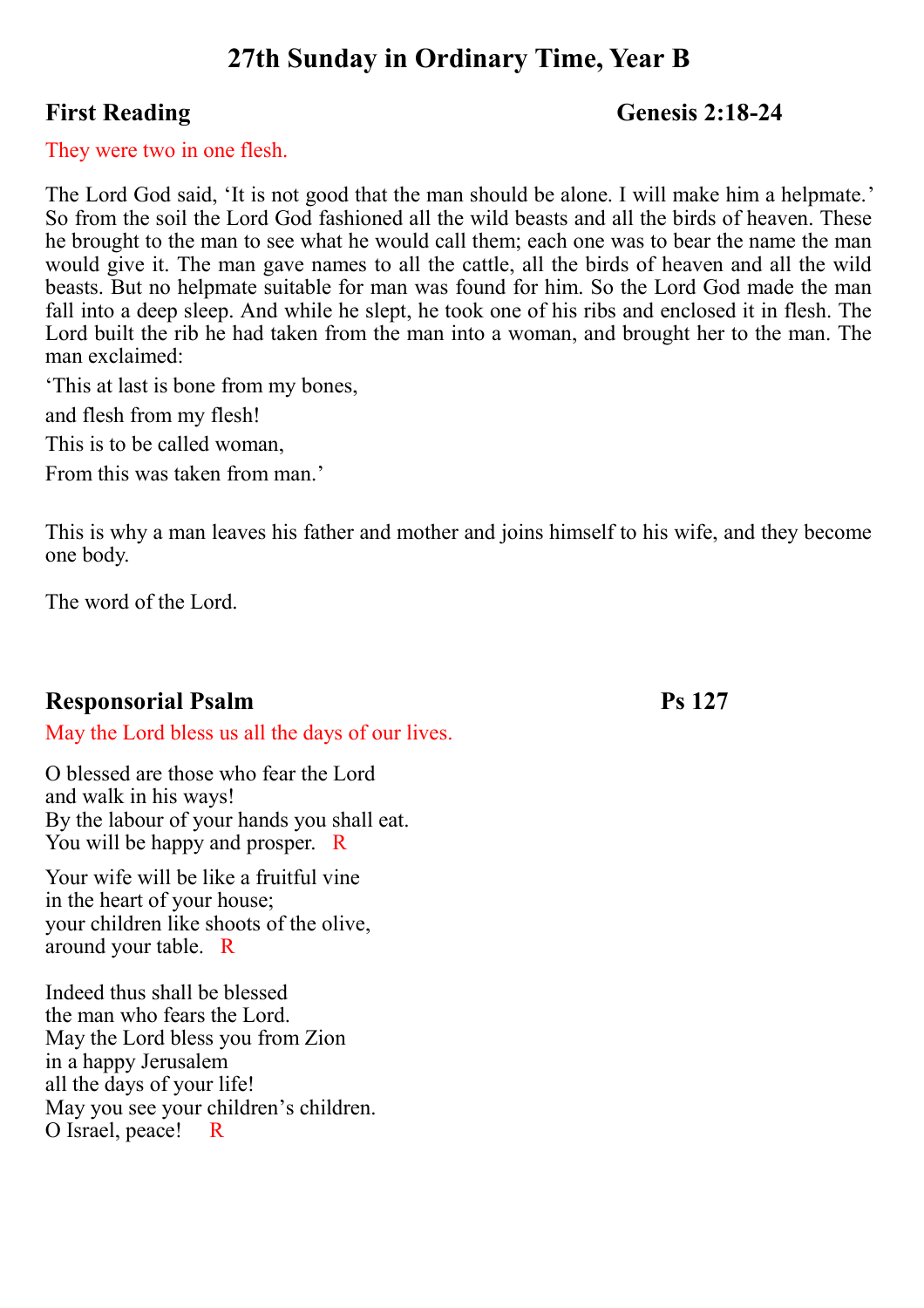# 27th Sunday in Ordinary Time, Year B

## First Reading — Genesis 2:18-24

They were two in one flesh.

The Lord God said, 'It is not good that the man should be alone. I will make him a helpmate.' So from the soil the Lord God fashioned all the wild beasts and all the birds of heaven. These he brought to the man to see what he would call them; each one was to bear the name the man would give it. The man gave names to all the cattle, all the birds of heaven and all the wild beasts. But no helpmate suitable for man was found for him. So the Lord God made the man fall into a deep sleep. And while he slept, he took one of his ribs and enclosed it in flesh. The Lord built the rib he had taken from the man into a woman, and brought her to the man. The man exclaimed:

'This at last is bone from my bones,

and flesh from my flesh!

This is to be called woman,

From this was taken from man.'

This is why a man leaves his father and mother and joins himself to his wife, and they become one body.

The word of the Lord.

## Responsorial Psalm — Ps 127

May the Lord bless us all the days of our lives.

O blessed are those who fear the Lord  
and walk in his ways!  
By the labour of your hands you shall eat.  
You will be happy and prosper. R

Your wife will be like a fruitful vine  
in the heart of your house;  
your children like shoots of the olive,  
around your table. R

Indeed thus shall be blessed  
the man who fears the Lord.  
May the Lord bless you from Zion  
in a happy Jerusalem  
all the days of your life!  
May you see your children's children.  
O Israel, peace! R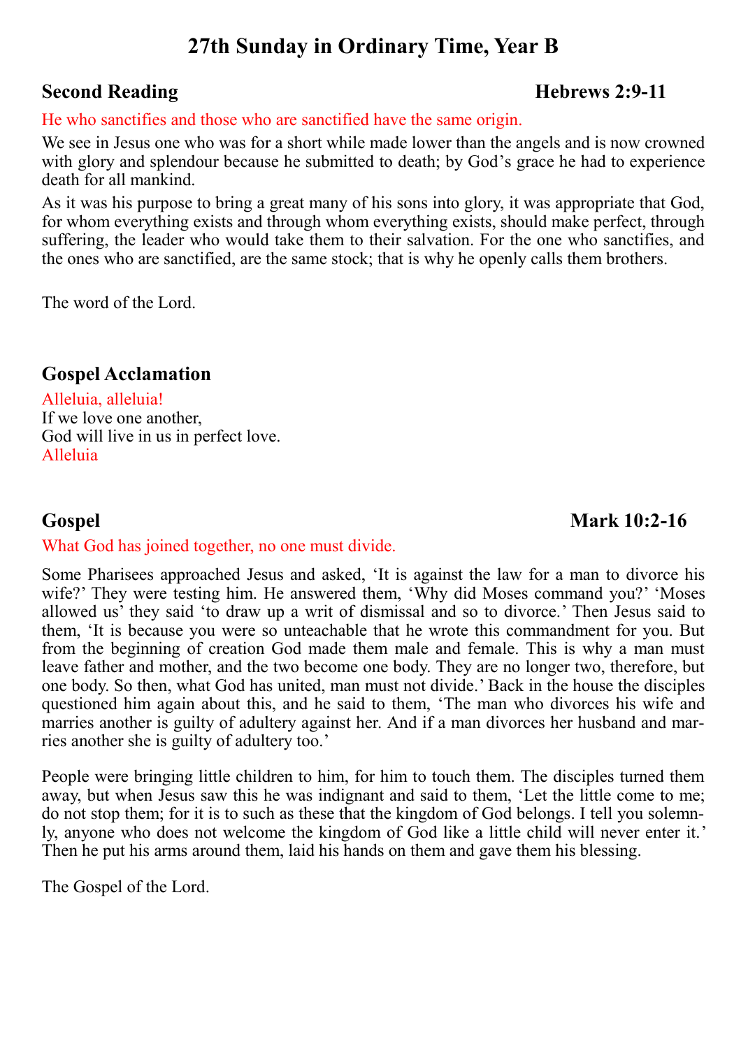# 27th Sunday in Ordinary Time, Year B

## Second Reading — Hebrews 2:9-11

He who sanctifies and those who are sanctified have the same origin.

We see in Jesus one who was for a short while made lower than the angels and is now crowned with glory and splendour because he submitted to death; by God's grace he had to experience death for all mankind.

As it was his purpose to bring a great many of his sons into glory, it was appropriate that God, for whom everything exists and through whom everything exists, should make perfect, through suffering, the leader who would take them to their salvation. For the one who sanctifies, and the ones who are sanctified, are the same stock; that is why he openly calls them brothers.

The word of the Lord.

## Gospel Acclamation

Alleluia, alleluia!
If we love one another,
God will live in us in perfect love.
Alleluia

## Gospel — Mark 10:2-16

What God has joined together, no one must divide.

Some Pharisees approached Jesus and asked, 'It is against the law for a man to divorce his wife?' They were testing him. He answered them, 'Why did Moses command you?' 'Moses allowed us' they said 'to draw up a writ of dismissal and so to divorce.' Then Jesus said to them, 'It is because you were so unteachable that he wrote this commandment for you. But from the beginning of creation God made them male and female. This is why a man must leave father and mother, and the two become one body. They are no longer two, therefore, but one body. So then, what God has united, man must not divide.' Back in the house the disciples questioned him again about this, and he said to them, 'The man who divorces his wife and marries another is guilty of adultery against her. And if a man divorces her husband and marries another she is guilty of adultery too.'

People were bringing little children to him, for him to touch them. The disciples turned them away, but when Jesus saw this he was indignant and said to them, 'Let the little come to me; do not stop them; for it is to such as these that the kingdom of God belongs. I tell you solemnly, anyone who does not welcome the kingdom of God like a little child will never enter it.' Then he put his arms around them, laid his hands on them and gave them his blessing.

The Gospel of the Lord.